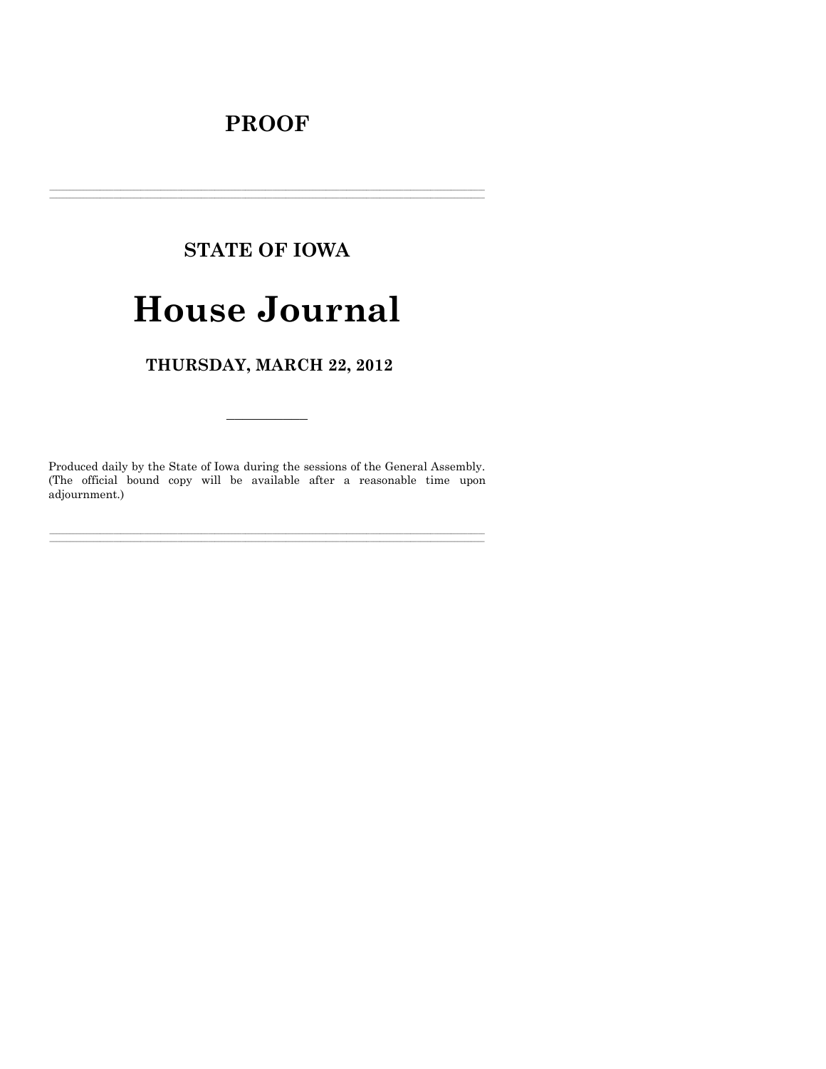# PROOF

---

## STATE OF IOWA

# House Journal

### THURSDAY, MARCH 22, 2012

---

Produced daily by the State of Iowa during the sessions of the General Assembly. (The official bound copy will be available after a reasonable time upon adjournment.)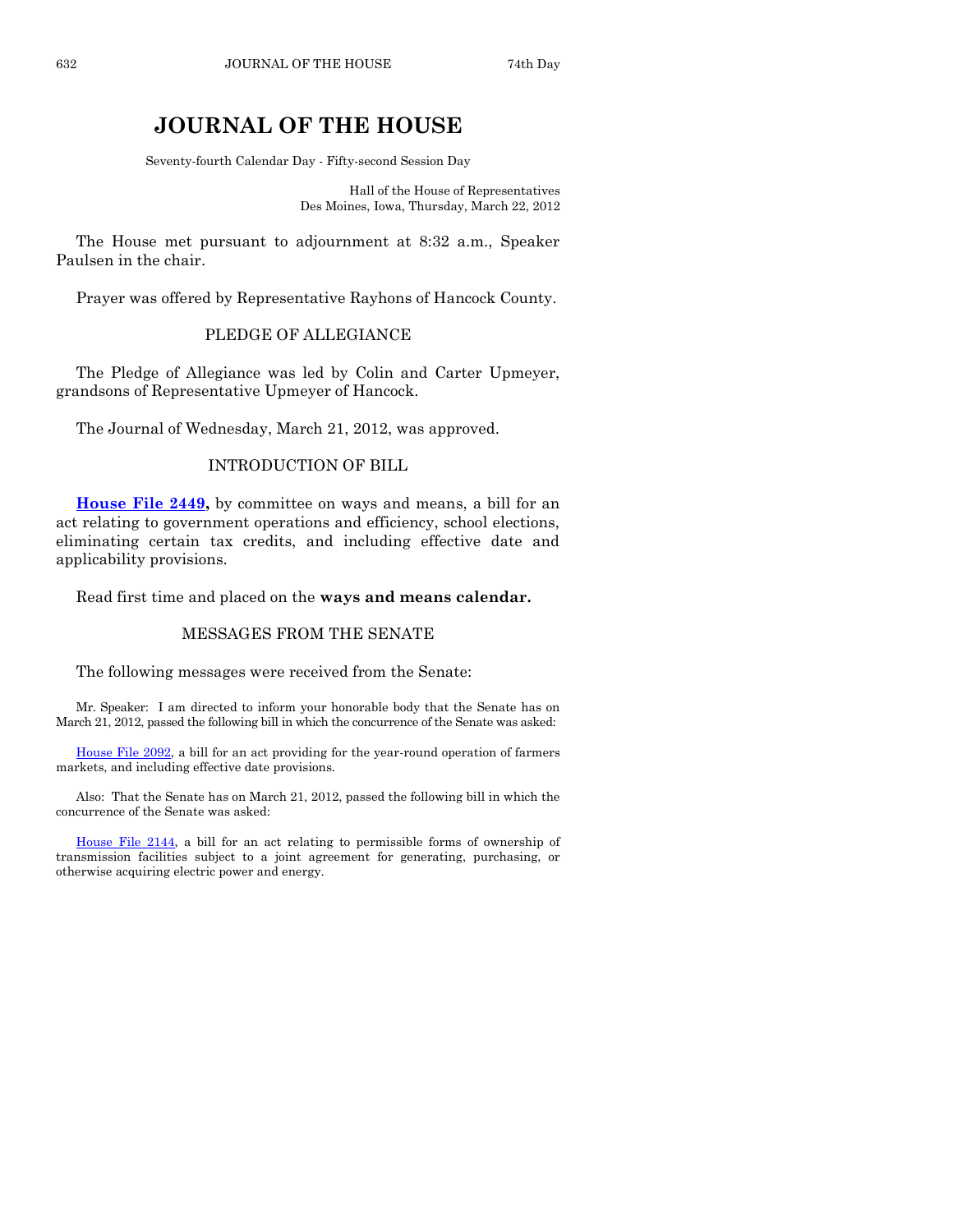# JOURNAL OF THE HOUSE

Seventy-fourth Calendar Day - Fifty-second Session Day

Hall of the House of Representatives
Des Moines, Iowa, Thursday, March 22, 2012

The House met pursuant to adjournment at 8:32 a.m., Speaker Paulsen in the chair.

Prayer was offered by Representative Rayhons of Hancock County.

## PLEDGE OF ALLEGIANCE

The Pledge of Allegiance was led by Colin and Carter Upmeyer, grandsons of Representative Upmeyer of Hancock.

The Journal of Wednesday, March 21, 2012, was approved.

## INTRODUCTION OF BILL

**House File 2449,** by committee on ways and means, a bill for an act relating to government operations and efficiency, school elections, eliminating certain tax credits, and including effective date and applicability provisions.

Read first time and placed on the **ways and means calendar.**

## MESSAGES FROM THE SENATE

The following messages were received from the Senate:

Mr. Speaker: I am directed to inform your honorable body that the Senate has on March 21, 2012, passed the following bill in which the concurrence of the Senate was asked:

House File 2092, a bill for an act providing for the year-round operation of farmers markets, and including effective date provisions.

Also: That the Senate has on March 21, 2012, passed the following bill in which the concurrence of the Senate was asked:

House File 2144, a bill for an act relating to permissible forms of ownership of transmission facilities subject to a joint agreement for generating, purchasing, or otherwise acquiring electric power and energy.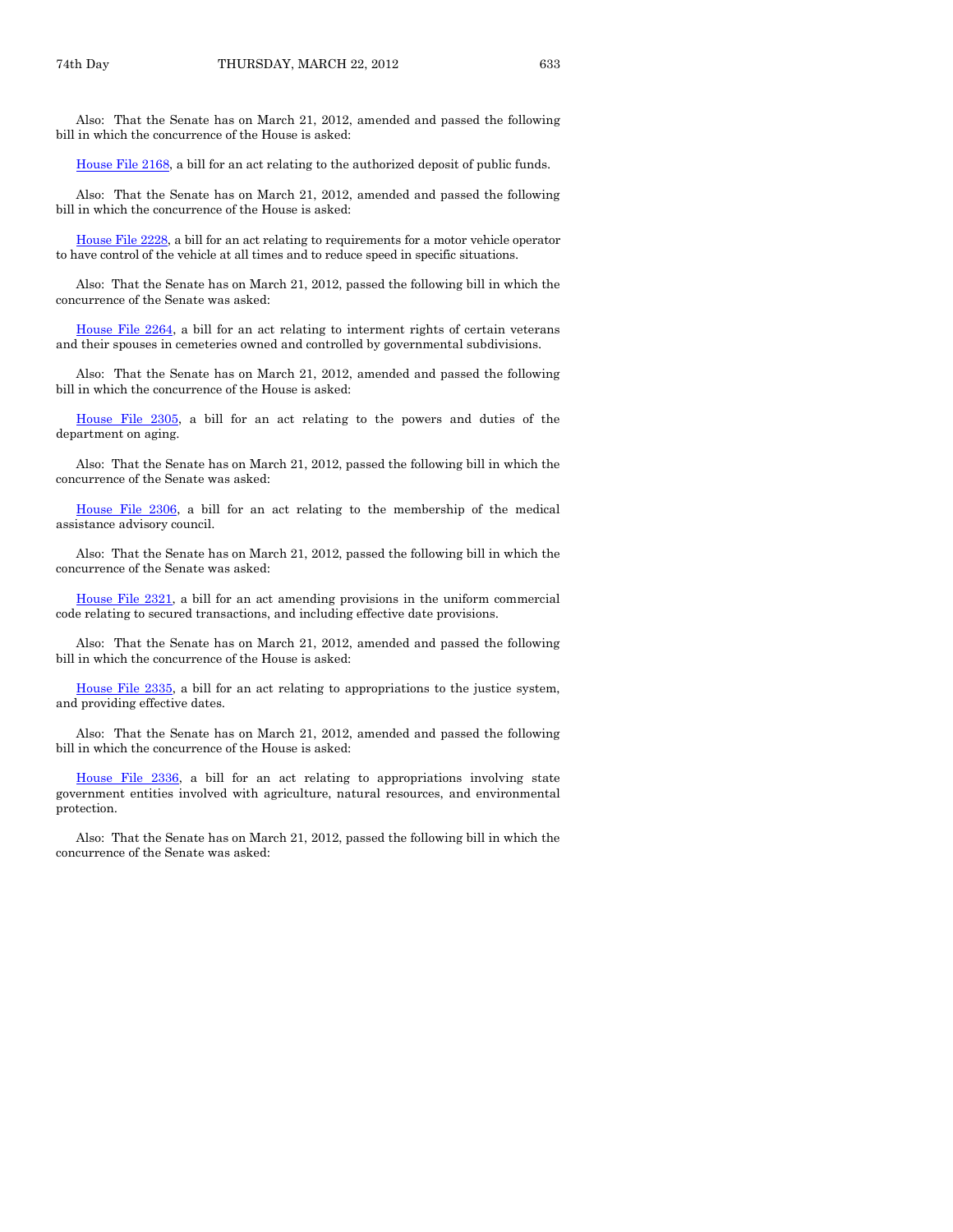Also: That the Senate has on March 21, 2012, amended and passed the following bill in which the concurrence of the House is asked:

House File 2168, a bill for an act relating to the authorized deposit of public funds.

Also: That the Senate has on March 21, 2012, amended and passed the following bill in which the concurrence of the House is asked:

House File 2228, a bill for an act relating to requirements for a motor vehicle operator to have control of the vehicle at all times and to reduce speed in specific situations.

Also: That the Senate has on March 21, 2012, passed the following bill in which the concurrence of the Senate was asked:

House File 2264, a bill for an act relating to interment rights of certain veterans and their spouses in cemeteries owned and controlled by governmental subdivisions.

Also: That the Senate has on March 21, 2012, amended and passed the following bill in which the concurrence of the House is asked:

House File 2305, a bill for an act relating to the powers and duties of the department on aging.

Also: That the Senate has on March 21, 2012, passed the following bill in which the concurrence of the Senate was asked:

House File 2306, a bill for an act relating to the membership of the medical assistance advisory council.

Also: That the Senate has on March 21, 2012, passed the following bill in which the concurrence of the Senate was asked:

House File 2321, a bill for an act amending provisions in the uniform commercial code relating to secured transactions, and including effective date provisions.

Also: That the Senate has on March 21, 2012, amended and passed the following bill in which the concurrence of the House is asked:

House File 2335, a bill for an act relating to appropriations to the justice system, and providing effective dates.

Also: That the Senate has on March 21, 2012, amended and passed the following bill in which the concurrence of the House is asked:

House File 2336, a bill for an act relating to appropriations involving state government entities involved with agriculture, natural resources, and environmental protection.

Also: That the Senate has on March 21, 2012, passed the following bill in which the concurrence of the Senate was asked: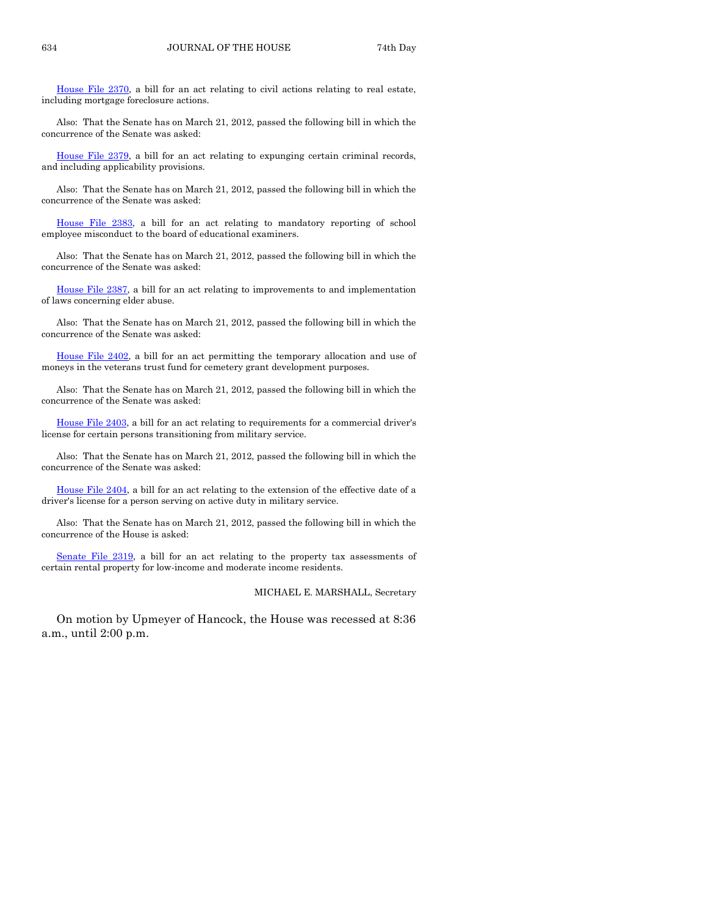House File 2370, a bill for an act relating to civil actions relating to real estate, including mortgage foreclosure actions.

Also: That the Senate has on March 21, 2012, passed the following bill in which the concurrence of the Senate was asked:

House File 2379, a bill for an act relating to expunging certain criminal records, and including applicability provisions.

Also: That the Senate has on March 21, 2012, passed the following bill in which the concurrence of the Senate was asked:

House File 2383, a bill for an act relating to mandatory reporting of school employee misconduct to the board of educational examiners.

Also: That the Senate has on March 21, 2012, passed the following bill in which the concurrence of the Senate was asked:

House File 2387, a bill for an act relating to improvements to and implementation of laws concerning elder abuse.

Also: That the Senate has on March 21, 2012, passed the following bill in which the concurrence of the Senate was asked:

House File 2402, a bill for an act permitting the temporary allocation and use of moneys in the veterans trust fund for cemetery grant development purposes.

Also: That the Senate has on March 21, 2012, passed the following bill in which the concurrence of the Senate was asked:

House File 2403, a bill for an act relating to requirements for a commercial driver's license for certain persons transitioning from military service.

Also: That the Senate has on March 21, 2012, passed the following bill in which the concurrence of the Senate was asked:

House File 2404, a bill for an act relating to the extension of the effective date of a driver's license for a person serving on active duty in military service.

Also: That the Senate has on March 21, 2012, passed the following bill in which the concurrence of the House is asked:

Senate File 2319, a bill for an act relating to the property tax assessments of certain rental property for low-income and moderate income residents.

MICHAEL E. MARSHALL, Secretary

On motion by Upmeyer of Hancock, the House was recessed at 8:36 a.m., until 2:00 p.m.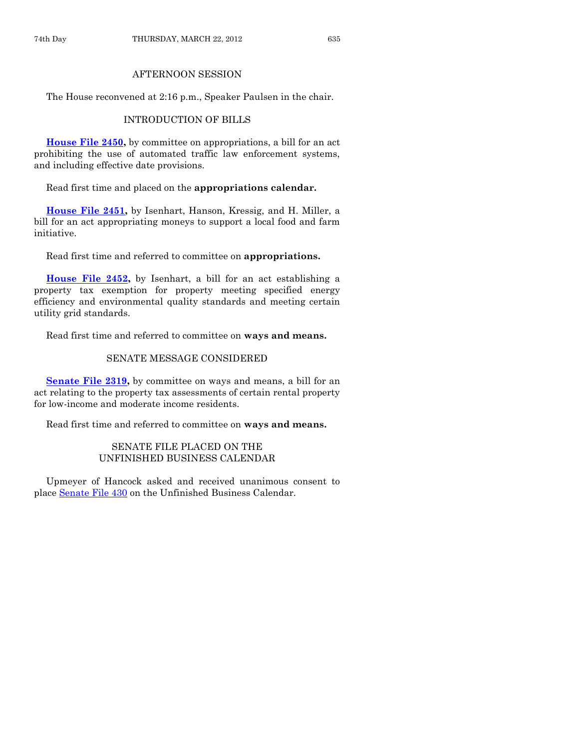## AFTERNOON SESSION

The House reconvened at 2:16 p.m., Speaker Paulsen in the chair.

## INTRODUCTION OF BILLS

**House File 2450,** by committee on appropriations, a bill for an act prohibiting the use of automated traffic law enforcement systems, and including effective date provisions.

Read first time and placed on the **appropriations calendar.**

**House File 2451,** by Isenhart, Hanson, Kressig, and H. Miller, a bill for an act appropriating moneys to support a local food and farm initiative.

Read first time and referred to committee on **appropriations.**

**House File 2452,** by Isenhart, a bill for an act establishing a property tax exemption for property meeting specified energy efficiency and environmental quality standards and meeting certain utility grid standards.

Read first time and referred to committee on **ways and means.**

## SENATE MESSAGE CONSIDERED

**Senate File 2319,** by committee on ways and means, a bill for an act relating to the property tax assessments of certain rental property for low-income and moderate income residents.

Read first time and referred to committee on **ways and means.**

## SENATE FILE PLACED ON THE UNFINISHED BUSINESS CALENDAR

Upmeyer of Hancock asked and received unanimous consent to place Senate File 430 on the Unfinished Business Calendar.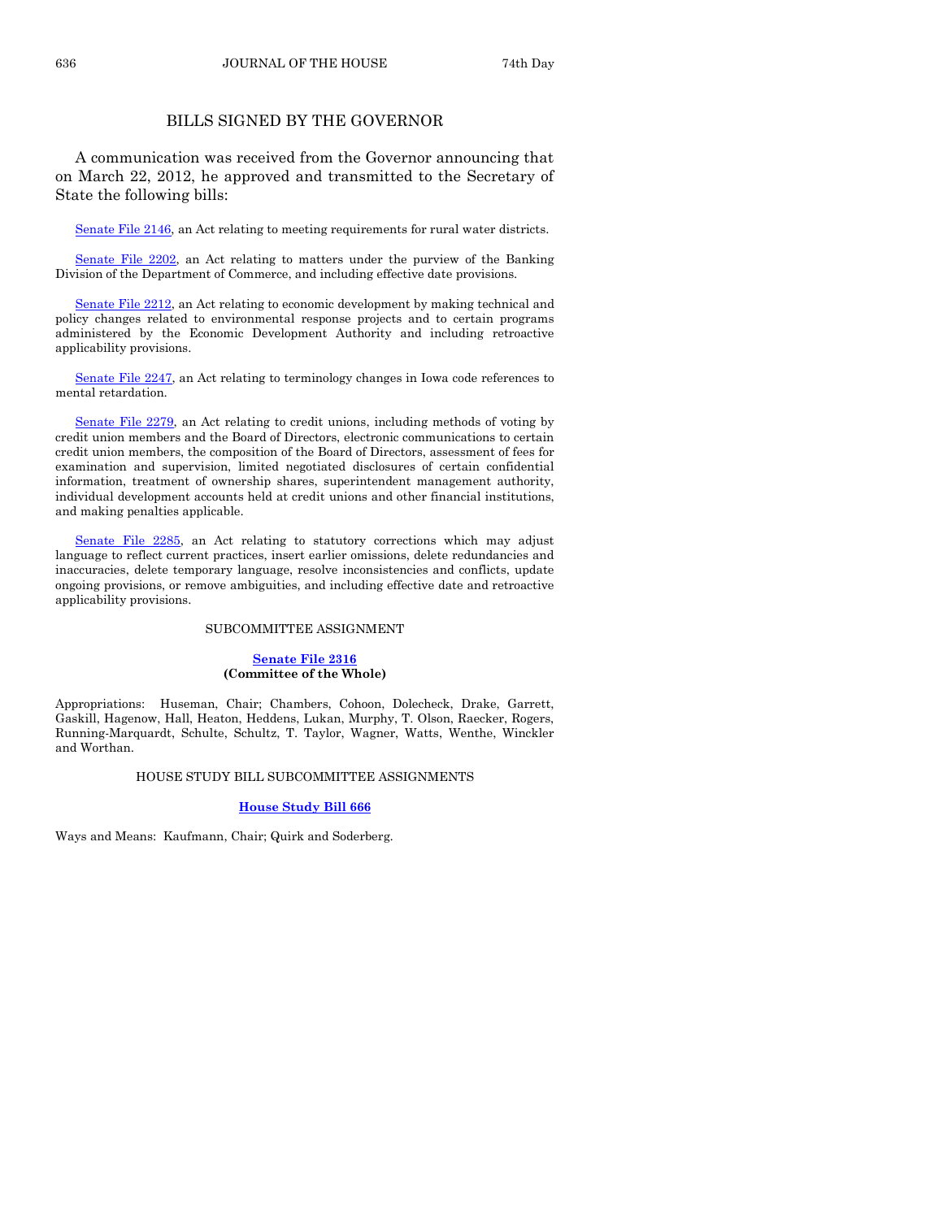## BILLS SIGNED BY THE GOVERNOR

A communication was received from the Governor announcing that on March 22, 2012, he approved and transmitted to the Secretary of State the following bills:

Senate File 2146, an Act relating to meeting requirements for rural water districts.

Senate File 2202, an Act relating to matters under the purview of the Banking Division of the Department of Commerce, and including effective date provisions.

Senate File 2212, an Act relating to economic development by making technical and policy changes related to environmental response projects and to certain programs administered by the Economic Development Authority and including retroactive applicability provisions.

Senate File 2247, an Act relating to terminology changes in Iowa code references to mental retardation.

Senate File 2279, an Act relating to credit unions, including methods of voting by credit union members and the Board of Directors, electronic communications to certain credit union members, the composition of the Board of Directors, assessment of fees for examination and supervision, limited negotiated disclosures of certain confidential information, treatment of ownership shares, superintendent management authority, individual development accounts held at credit unions and other financial institutions, and making penalties applicable.

Senate File 2285, an Act relating to statutory corrections which may adjust language to reflect current practices, insert earlier omissions, delete redundancies and inaccuracies, delete temporary language, resolve inconsistencies and conflicts, update ongoing provisions, or remove ambiguities, and including effective date and retroactive applicability provisions.

### SUBCOMMITTEE ASSIGNMENT

**Senate File 2316**
**(Committee of the Whole)**

Appropriations: Huseman, Chair; Chambers, Cohoon, Dolecheck, Drake, Garrett, Gaskill, Hagenow, Hall, Heaton, Heddens, Lukan, Murphy, T. Olson, Raecker, Rogers, Running-Marquardt, Schulte, Schultz, T. Taylor, Wagner, Watts, Wenthe, Winckler and Worthan.

### HOUSE STUDY BILL SUBCOMMITTEE ASSIGNMENTS

**House Study Bill 666**

Ways and Means: Kaufmann, Chair; Quirk and Soderberg.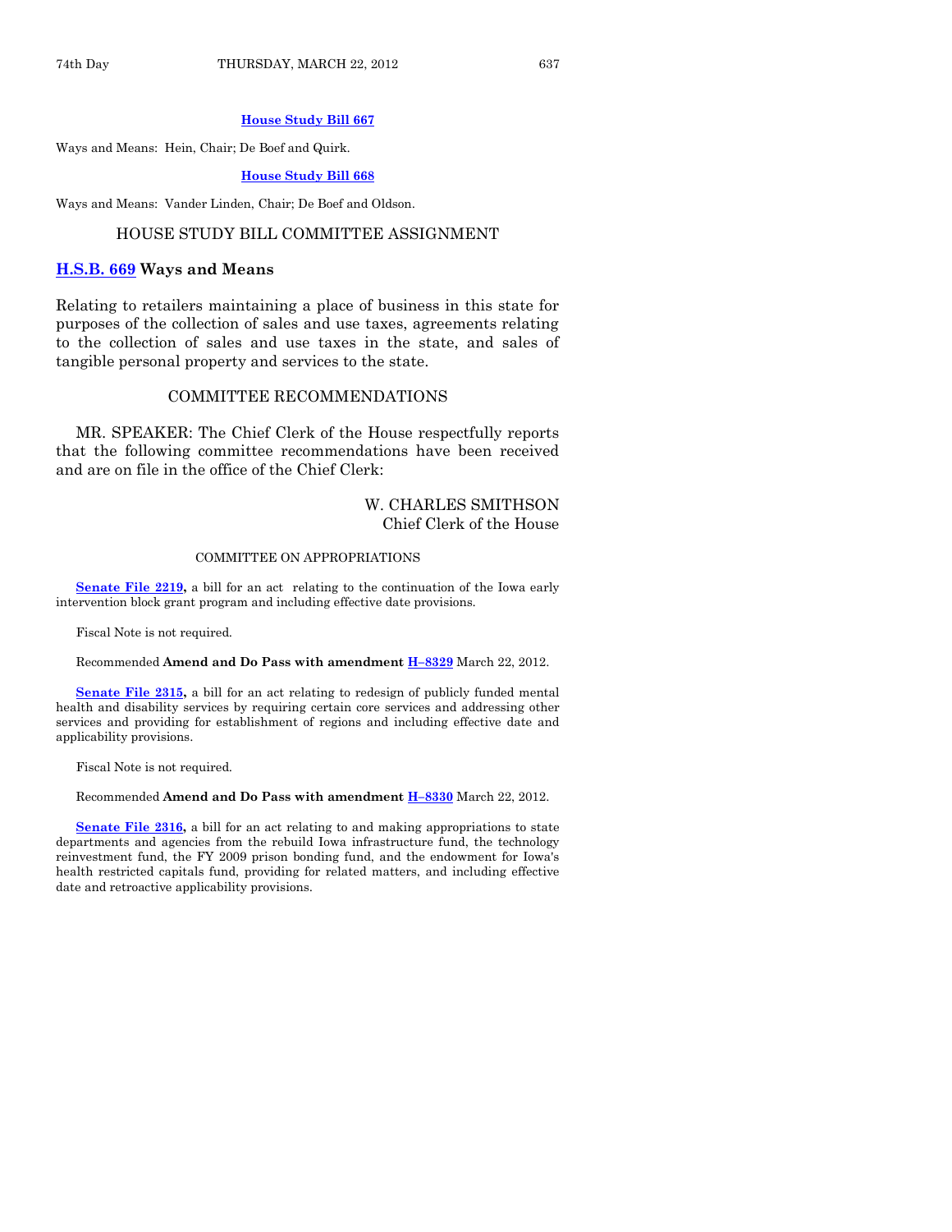**House Study Bill 667**

Ways and Means: Hein, Chair; De Boef and Quirk.

**House Study Bill 668**

Ways and Means: Vander Linden, Chair; De Boef and Oldson.

## HOUSE STUDY BILL COMMITTEE ASSIGNMENT

**H.S.B. 669 Ways and Means**

Relating to retailers maintaining a place of business in this state for purposes of the collection of sales and use taxes, agreements relating to the collection of sales and use taxes in the state, and sales of tangible personal property and services to the state.

## COMMITTEE RECOMMENDATIONS

MR. SPEAKER: The Chief Clerk of the House respectfully reports that the following committee recommendations have been received and are on file in the office of the Chief Clerk:

W. CHARLES SMITHSON
Chief Clerk of the House

### COMMITTEE ON APPROPRIATIONS

**Senate File 2219,** a bill for an act relating to the continuation of the Iowa early intervention block grant program and including effective date provisions.

Fiscal Note is not required.

Recommended **Amend and Do Pass with amendment H–8329** March 22, 2012.

**Senate File 2315,** a bill for an act relating to redesign of publicly funded mental health and disability services by requiring certain core services and addressing other services and providing for establishment of regions and including effective date and applicability provisions.

Fiscal Note is not required.

Recommended **Amend and Do Pass with amendment H–8330** March 22, 2012.

**Senate File 2316,** a bill for an act relating to and making appropriations to state departments and agencies from the rebuild Iowa infrastructure fund, the technology reinvestment fund, the FY 2009 prison bonding fund, and the endowment for Iowa's health restricted capitals fund, providing for related matters, and including effective date and retroactive applicability provisions.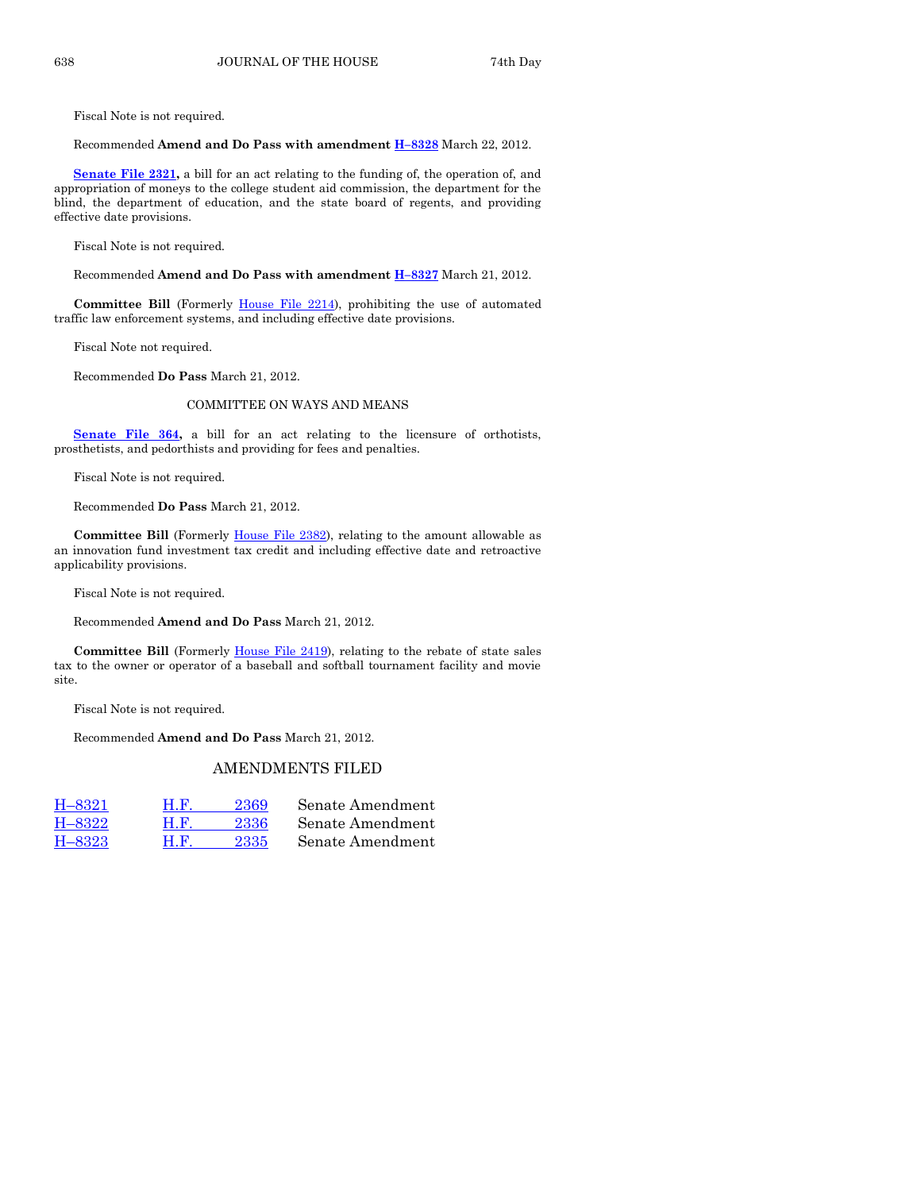Fiscal Note is not required.

Recommended **Amend and Do Pass with amendment H–8328** March 22, 2012.

**Senate File 2321,** a bill for an act relating to the funding of, the operation of, and appropriation of moneys to the college student aid commission, the department for the blind, the department of education, and the state board of regents, and providing effective date provisions.

Fiscal Note is not required.

Recommended **Amend and Do Pass with amendment H–8327** March 21, 2012.

**Committee Bill** (Formerly House File 2214), prohibiting the use of automated traffic law enforcement systems, and including effective date provisions.

Fiscal Note not required.

Recommended **Do Pass** March 21, 2012.

COMMITTEE ON WAYS AND MEANS

**Senate File 364,** a bill for an act relating to the licensure of orthotists, prosthetists, and pedorthists and providing for fees and penalties.

Fiscal Note is not required.

Recommended **Do Pass** March 21, 2012.

**Committee Bill** (Formerly House File 2382), relating to the amount allowable as an innovation fund investment tax credit and including effective date and retroactive applicability provisions.

Fiscal Note is not required.

Recommended **Amend and Do Pass** March 21, 2012.

**Committee Bill** (Formerly House File 2419), relating to the rebate of state sales tax to the owner or operator of a baseball and softball tournament facility and movie site.

Fiscal Note is not required.

Recommended **Amend and Do Pass** March 21, 2012.

## AMENDMENTS FILED

| | | |
|---|---|---|
| H–8321 | H.F. 2369 | Senate Amendment |
| H–8322 | H.F. 2336 | Senate Amendment |
| H–8323 | H.F. 2335 | Senate Amendment |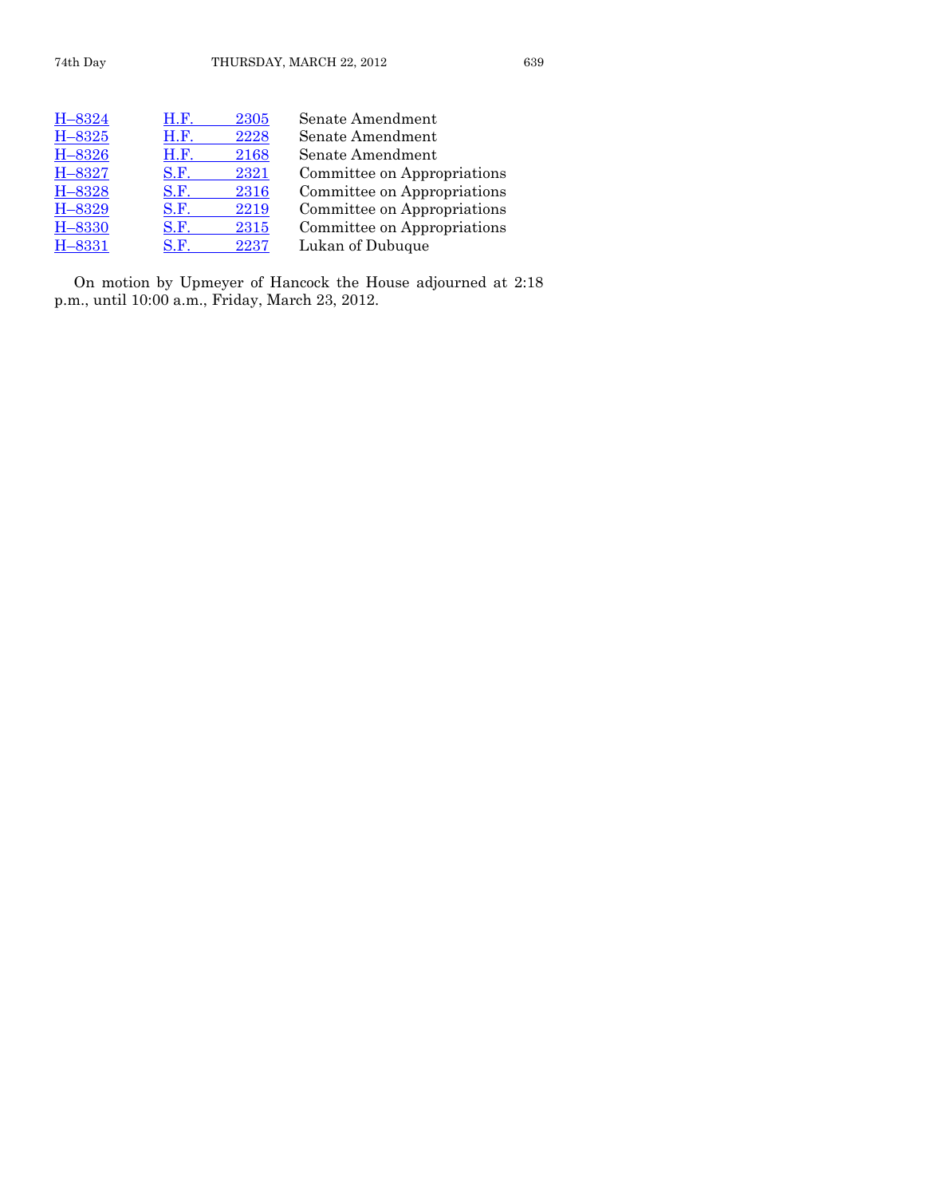| | | | |
|---|---|---|---|
| H–8324 | H.F. | 2305 | Senate Amendment |
| H–8325 | H.F. | 2228 | Senate Amendment |
| H–8326 | H.F. | 2168 | Senate Amendment |
| H–8327 | S.F. | 2321 | Committee on Appropriations |
| H–8328 | S.F. | 2316 | Committee on Appropriations |
| H–8329 | S.F. | 2219 | Committee on Appropriations |
| H–8330 | S.F. | 2315 | Committee on Appropriations |
| H–8331 | S.F. | 2237 | Lukan of Dubuque |

On motion by Upmeyer of Hancock the House adjourned at 2:18 p.m., until 10:00 a.m., Friday, March 23, 2012.